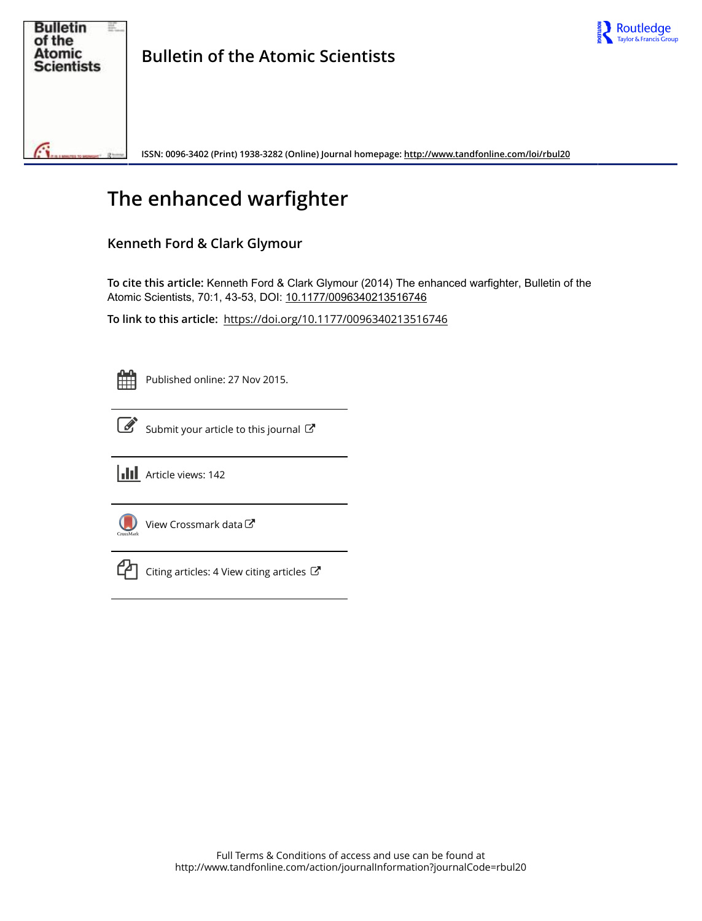# Bulletin of the Atomic Scientists

ISSN: 0096-3402 (Print) 1938-3282 (Online) Journal homepage: http://www.tandfonline.com/loi/rbul20

# The enhanced warfighter

## Kenneth Ford & Clark Glymour

**To cite this article:** Kenneth Ford & Clark Glymour (2014) The enhanced warfighter, Bulletin of the Atomic Scientists, 70:1, 43-53, DOI: 10.1177/0096340213516746

**To link to this article:** https://doi.org/10.1177/0096340213516746

Published online: 27 Nov 2015.

Submit your article to this journal

Article views: 142

View Crossmark data

Citing articles: 4 View citing articles

Full Terms & Conditions of access and use can be found at
http://www.tandfonline.com/action/journalInformation?journalCode=rbul20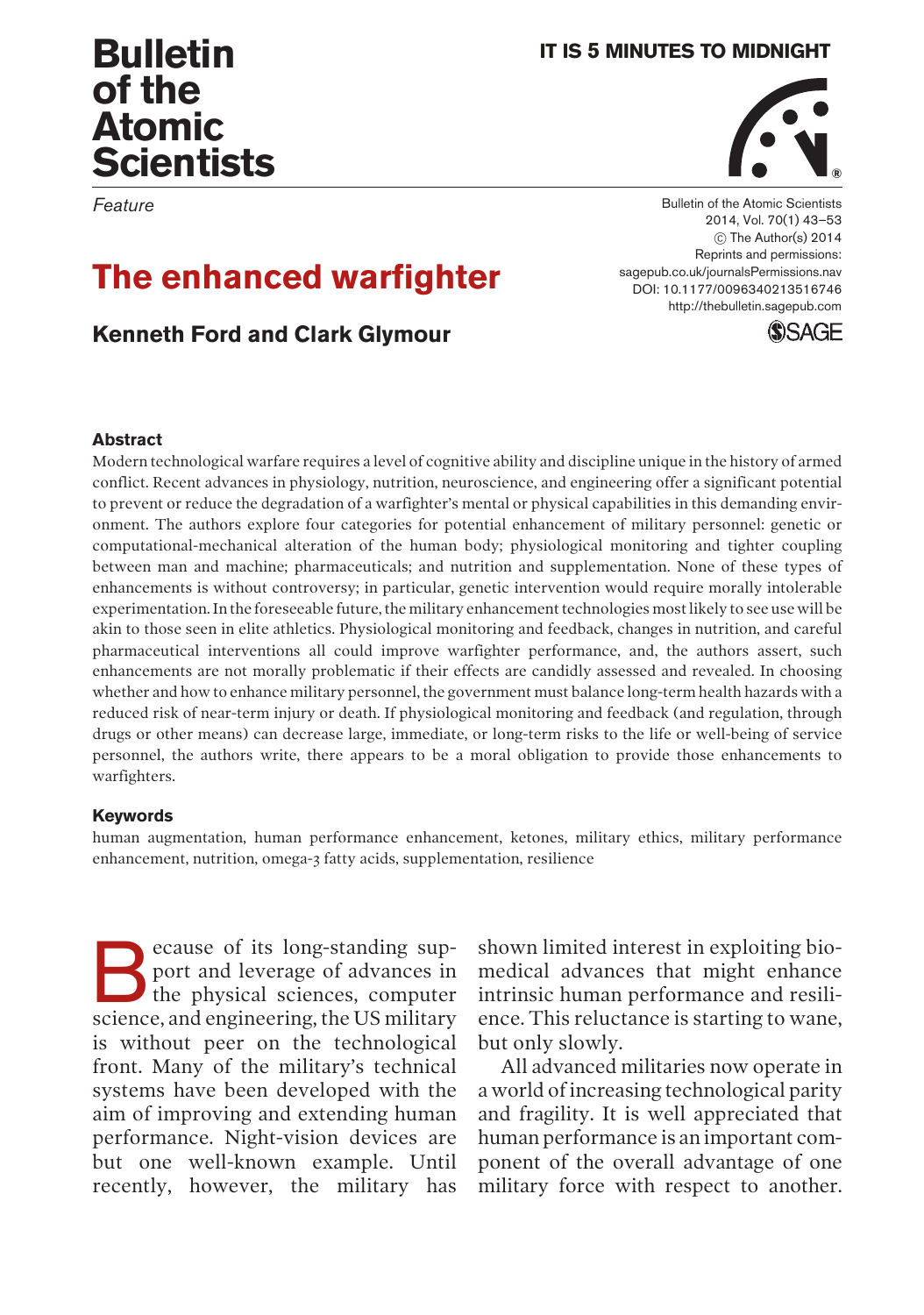# The enhanced warfighter

## Kenneth Ford and Clark Glymour

*Feature*

### Abstract

Modern technological warfare requires a level of cognitive ability and discipline unique in the history of armed conflict. Recent advances in physiology, nutrition, neuroscience, and engineering offer a significant potential to prevent or reduce the degradation of a warfighter's mental or physical capabilities in this demanding environment. The authors explore four categories for potential enhancement of military personnel: genetic or computational-mechanical alteration of the human body; physiological monitoring and tighter coupling between man and machine; pharmaceuticals; and nutrition and supplementation. None of these types of enhancements is without controversy; in particular, genetic intervention would require morally intolerable experimentation. In the foreseeable future, the military enhancement technologies most likely to see use will be akin to those seen in elite athletics. Physiological monitoring and feedback, changes in nutrition, and careful pharmaceutical interventions all could improve warfighter performance, and, the authors assert, such enhancements are not morally problematic if their effects are candidly assessed and revealed. In choosing whether and how to enhance military personnel, the government must balance long-term health hazards with a reduced risk of near-term injury or death. If physiological monitoring and feedback (and regulation, through drugs or other means) can decrease large, immediate, or long-term risks to the life or well-being of service personnel, the authors write, there appears to be a moral obligation to provide those enhancements to warfighters.

### Keywords

human augmentation, human performance enhancement, ketones, military ethics, military performance enhancement, nutrition, omega-3 fatty acids, supplementation, resilience

Because of its long-standing support and leverage of advances in the physical sciences, computer science, and engineering, the US military is without peer on the technological front. Many of the military's technical systems have been developed with the aim of improving and extending human performance. Night-vision devices are but one well-known example. Until recently, however, the military has shown limited interest in exploiting biomedical advances that might enhance intrinsic human performance and resilience. This reluctance is starting to wane, but only slowly.

All advanced militaries now operate in a world of increasing technological parity and fragility. It is well appreciated that human performance is an important component of the overall advantage of one military force with respect to another.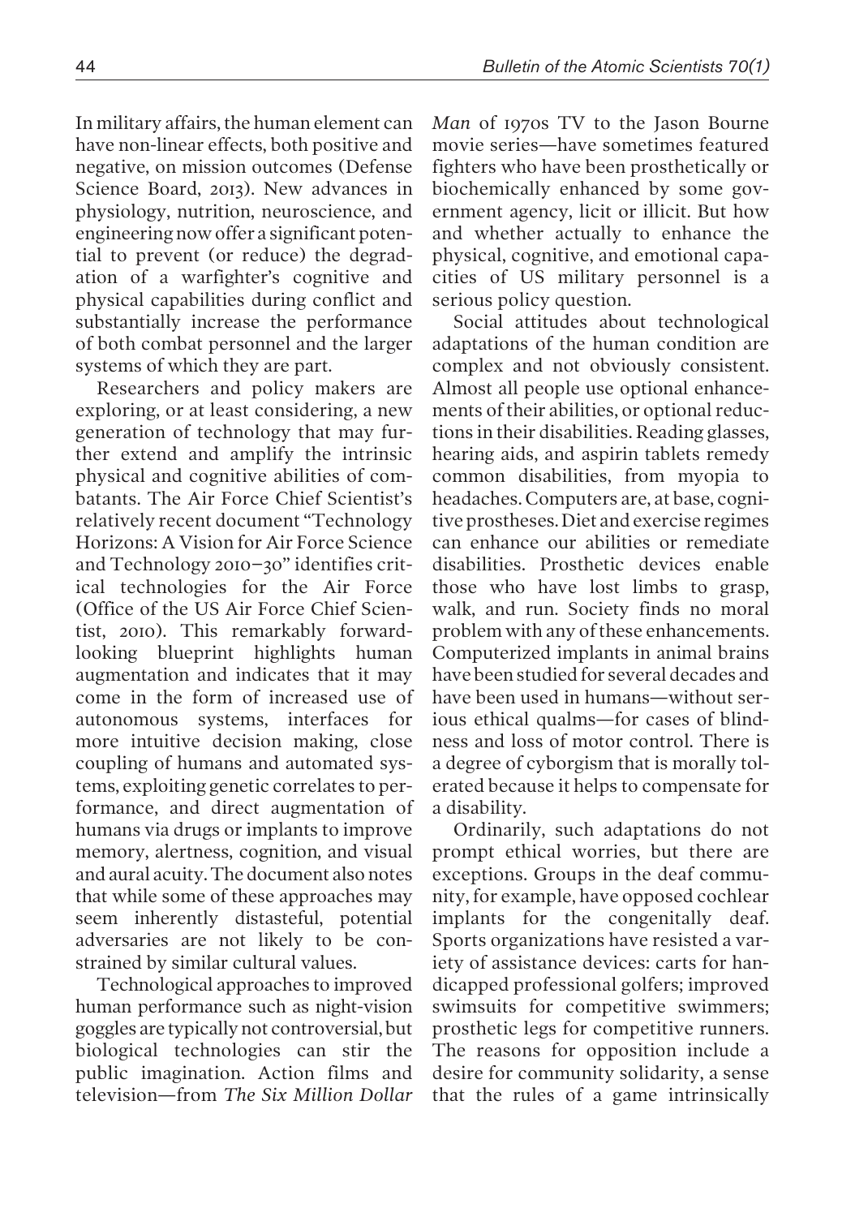In military affairs, the human element can have non-linear effects, both positive and negative, on mission outcomes (Defense Science Board, 2013). New advances in physiology, nutrition, neuroscience, and engineering now offer a significant potential to prevent (or reduce) the degradation of a warfighter's cognitive and physical capabilities during conflict and substantially increase the performance of both combat personnel and the larger systems of which they are part.

Researchers and policy makers are exploring, or at least considering, a new generation of technology that may further extend and amplify the intrinsic physical and cognitive abilities of combatants. The Air Force Chief Scientist's relatively recent document "Technology Horizons: A Vision for Air Force Science and Technology 2010–30" identifies critical technologies for the Air Force (Office of the US Air Force Chief Scientist, 2010). This remarkably forward-looking blueprint highlights human augmentation and indicates that it may come in the form of increased use of autonomous systems, interfaces for more intuitive decision making, close coupling of humans and automated systems, exploiting genetic correlates to performance, and direct augmentation of humans via drugs or implants to improve memory, alertness, cognition, and visual and aural acuity. The document also notes that while some of these approaches may seem inherently distasteful, potential adversaries are not likely to be constrained by similar cultural values.

Technological approaches to improved human performance such as night-vision goggles are typically not controversial, but biological technologies can stir the public imagination. Action films and television—from *The Six Million Dollar Man* of 1970s TV to the Jason Bourne movie series—have sometimes featured fighters who have been prosthetically or biochemically enhanced by some government agency, licit or illicit. But how and whether actually to enhance the physical, cognitive, and emotional capacities of US military personnel is a serious policy question.

Social attitudes about technological adaptations of the human condition are complex and not obviously consistent. Almost all people use optional enhancements of their abilities, or optional reductions in their disabilities. Reading glasses, hearing aids, and aspirin tablets remedy common disabilities, from myopia to headaches. Computers are, at base, cognitive prostheses. Diet and exercise regimes can enhance our abilities or remediate disabilities. Prosthetic devices enable those who have lost limbs to grasp, walk, and run. Society finds no moral problem with any of these enhancements. Computerized implants in animal brains have been studied for several decades and have been used in humans—without serious ethical qualms—for cases of blindness and loss of motor control. There is a degree of cyborgism that is morally tolerated because it helps to compensate for a disability.

Ordinarily, such adaptations do not prompt ethical worries, but there are exceptions. Groups in the deaf community, for example, have opposed cochlear implants for the congenitally deaf. Sports organizations have resisted a variety of assistance devices: carts for handicapped professional golfers; improved swimsuits for competitive swimmers; prosthetic legs for competitive runners. The reasons for opposition include a desire for community solidarity, a sense that the rules of a game intrinsically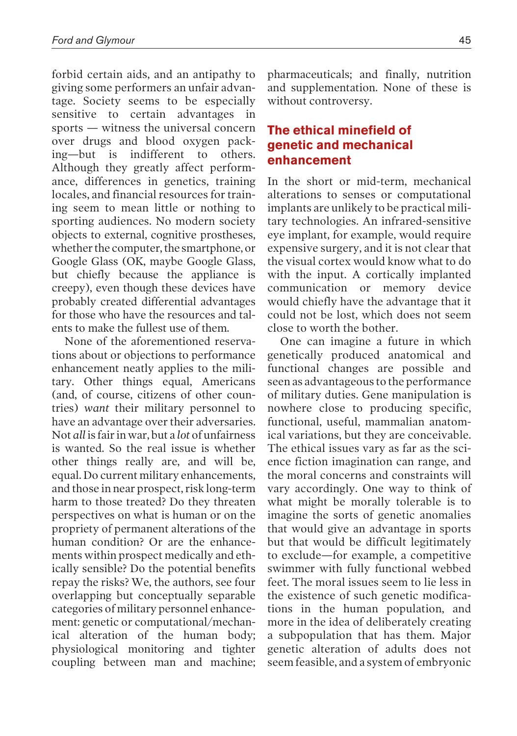forbid certain aids, and an antipathy to giving some performers an unfair advantage. Society seems to be especially sensitive to certain advantages in sports — witness the universal concern over drugs and blood oxygen packing—but is indifferent to others. Although they greatly affect performance, differences in genetics, training locales, and financial resources for training seem to mean little or nothing to sporting audiences. No modern society objects to external, cognitive prostheses, whether the computer, the smartphone, or Google Glass (OK, maybe Google Glass, but chiefly because the appliance is creepy), even though these devices have probably created differential advantages for those who have the resources and talents to make the fullest use of them.

None of the aforementioned reservations about or objections to performance enhancement neatly applies to the military. Other things equal, Americans (and, of course, citizens of other countries) *want* their military personnel to have an advantage over their adversaries. Not *all* is fair in war, but a *lot* of unfairness is wanted. So the real issue is whether other things really are, and will be, equal. Do current military enhancements, and those in near prospect, risk long-term harm to those treated? Do they threaten perspectives on what is human or on the propriety of permanent alterations of the human condition? Or are the enhancements within prospect medically and ethically sensible? Do the potential benefits repay the risks? We, the authors, see four overlapping but conceptually separable categories of military personnel enhancement: genetic or computational/mechanical alteration of the human body; physiological monitoring and tighter coupling between man and machine; pharmaceuticals; and finally, nutrition and supplementation. None of these is without controversy.

## The ethical minefield of genetic and mechanical enhancement

In the short or mid-term, mechanical alterations to senses or computational implants are unlikely to be practical military technologies. An infrared-sensitive eye implant, for example, would require expensive surgery, and it is not clear that the visual cortex would know what to do with the input. A cortically implanted communication or memory device would chiefly have the advantage that it could not be lost, which does not seem close to worth the bother.

One can imagine a future in which genetically produced anatomical and functional changes are possible and seen as advantageous to the performance of military duties. Gene manipulation is nowhere close to producing specific, functional, useful, mammalian anatomical variations, but they are conceivable. The ethical issues vary as far as the science fiction imagination can range, and the moral concerns and constraints will vary accordingly. One way to think of what might be morally tolerable is to imagine the sorts of genetic anomalies that would give an advantage in sports but that would be difficult legitimately to exclude—for example, a competitive swimmer with fully functional webbed feet. The moral issues seem to lie less in the existence of such genetic modifications in the human population, and more in the idea of deliberately creating a subpopulation that has them. Major genetic alteration of adults does not seem feasible, and a system of embryonic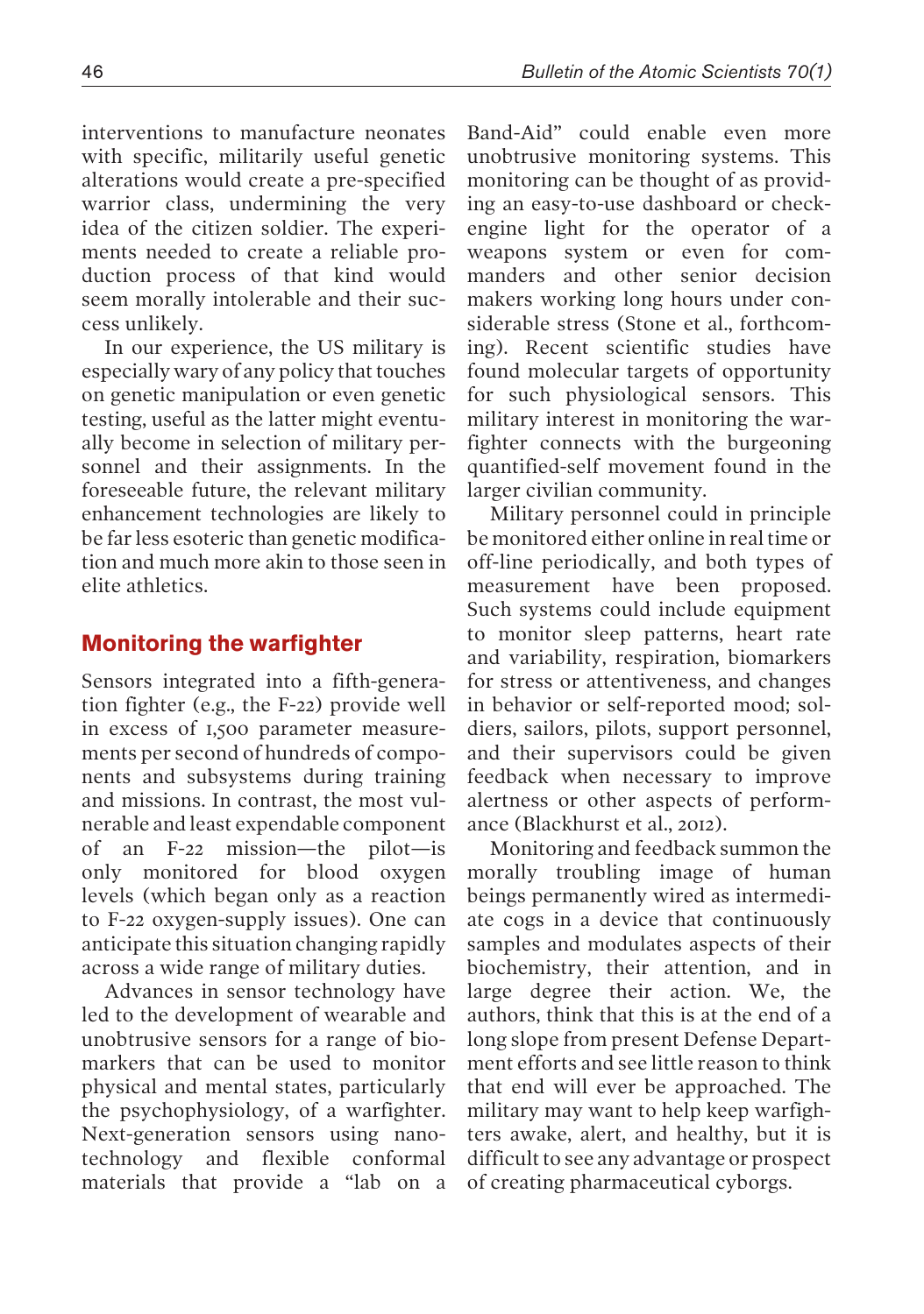interventions to manufacture neonates with specific, militarily useful genetic alterations would create a pre-specified warrior class, undermining the very idea of the citizen soldier. The experiments needed to create a reliable production process of that kind would seem morally intolerable and their success unlikely.

In our experience, the US military is especially wary of any policy that touches on genetic manipulation or even genetic testing, useful as the latter might eventually become in selection of military personnel and their assignments. In the foreseeable future, the relevant military enhancement technologies are likely to be far less esoteric than genetic modification and much more akin to those seen in elite athletics.

## Monitoring the warfighter

Sensors integrated into a fifth-generation fighter (e.g., the F-22) provide well in excess of 1,500 parameter measurements per second of hundreds of components and subsystems during training and missions. In contrast, the most vulnerable and least expendable component of an F-22 mission—the pilot—is only monitored for blood oxygen levels (which began only as a reaction to F-22 oxygen-supply issues). One can anticipate this situation changing rapidly across a wide range of military duties.

Advances in sensor technology have led to the development of wearable and unobtrusive sensors for a range of biomarkers that can be used to monitor physical and mental states, particularly the psychophysiology, of a warfighter. Next-generation sensors using nanotechnology and flexible conformal materials that provide a "lab on a Band-Aid" could enable even more unobtrusive monitoring systems. This monitoring can be thought of as providing an easy-to-use dashboard or check-engine light for the operator of a weapons system or even for commanders and other senior decision makers working long hours under considerable stress (Stone et al., forthcoming). Recent scientific studies have found molecular targets of opportunity for such physiological sensors. This military interest in monitoring the warfighter connects with the burgeoning quantified-self movement found in the larger civilian community.

Military personnel could in principle be monitored either online in real time or off-line periodically, and both types of measurement have been proposed. Such systems could include equipment to monitor sleep patterns, heart rate and variability, respiration, biomarkers for stress or attentiveness, and changes in behavior or self-reported mood; soldiers, sailors, pilots, support personnel, and their supervisors could be given feedback when necessary to improve alertness or other aspects of performance (Blackhurst et al., 2012).

Monitoring and feedback summon the morally troubling image of human beings permanently wired as intermediate cogs in a device that continuously samples and modulates aspects of their biochemistry, their attention, and in large degree their action. We, the authors, think that this is at the end of a long slope from present Defense Department efforts and see little reason to think that end will ever be approached. The military may want to help keep warfighters awake, alert, and healthy, but it is difficult to see any advantage or prospect of creating pharmaceutical cyborgs.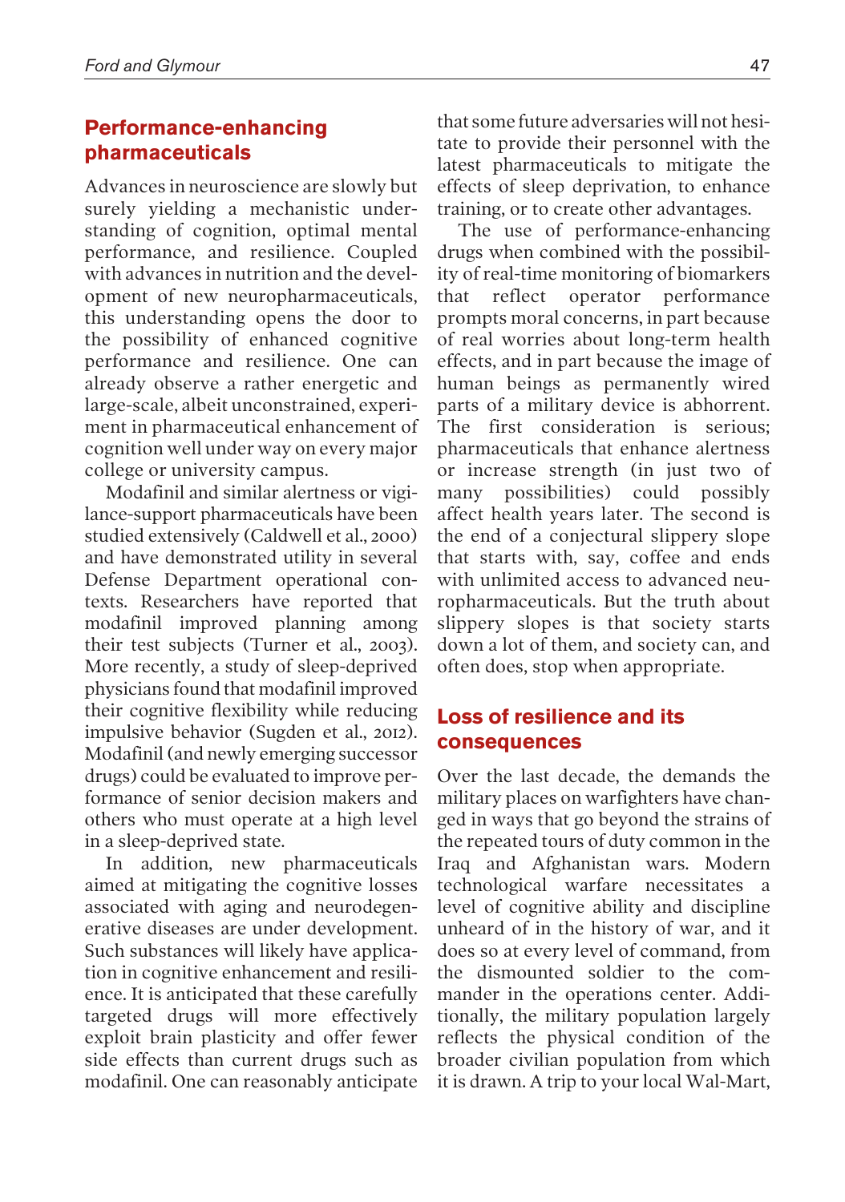## Performance-enhancing pharmaceuticals

Advances in neuroscience are slowly but surely yielding a mechanistic understanding of cognition, optimal mental performance, and resilience. Coupled with advances in nutrition and the development of new neuropharmaceuticals, this understanding opens the door to the possibility of enhanced cognitive performance and resilience. One can already observe a rather energetic and large-scale, albeit unconstrained, experiment in pharmaceutical enhancement of cognition well under way on every major college or university campus.

Modafinil and similar alertness or vigilance-support pharmaceuticals have been studied extensively (Caldwell et al., 2000) and have demonstrated utility in several Defense Department operational contexts. Researchers have reported that modafinil improved planning among their test subjects (Turner et al., 2003). More recently, a study of sleep-deprived physicians found that modafinil improved their cognitive flexibility while reducing impulsive behavior (Sugden et al., 2012). Modafinil (and newly emerging successor drugs) could be evaluated to improve performance of senior decision makers and others who must operate at a high level in a sleep-deprived state.

In addition, new pharmaceuticals aimed at mitigating the cognitive losses associated with aging and neurodegenerative diseases are under development. Such substances will likely have application in cognitive enhancement and resilience. It is anticipated that these carefully targeted drugs will more effectively exploit brain plasticity and offer fewer side effects than current drugs such as modafinil. One can reasonably anticipate that some future adversaries will not hesitate to provide their personnel with the latest pharmaceuticals to mitigate the effects of sleep deprivation, to enhance training, or to create other advantages.

The use of performance-enhancing drugs when combined with the possibility of real-time monitoring of biomarkers that reflect operator performance prompts moral concerns, in part because of real worries about long-term health effects, and in part because the image of human beings as permanently wired parts of a military device is abhorrent. The first consideration is serious; pharmaceuticals that enhance alertness or increase strength (in just two of many possibilities) could possibly affect health years later. The second is the end of a conjectural slippery slope that starts with, say, coffee and ends with unlimited access to advanced neuropharmaceuticals. But the truth about slippery slopes is that society starts down a lot of them, and society can, and often does, stop when appropriate.

## Loss of resilience and its consequences

Over the last decade, the demands the military places on warfighters have changed in ways that go beyond the strains of the repeated tours of duty common in the Iraq and Afghanistan wars. Modern technological warfare necessitates a level of cognitive ability and discipline unheard of in the history of war, and it does so at every level of command, from the dismounted soldier to the commander in the operations center. Additionally, the military population largely reflects the physical condition of the broader civilian population from which it is drawn. A trip to your local Wal-Mart,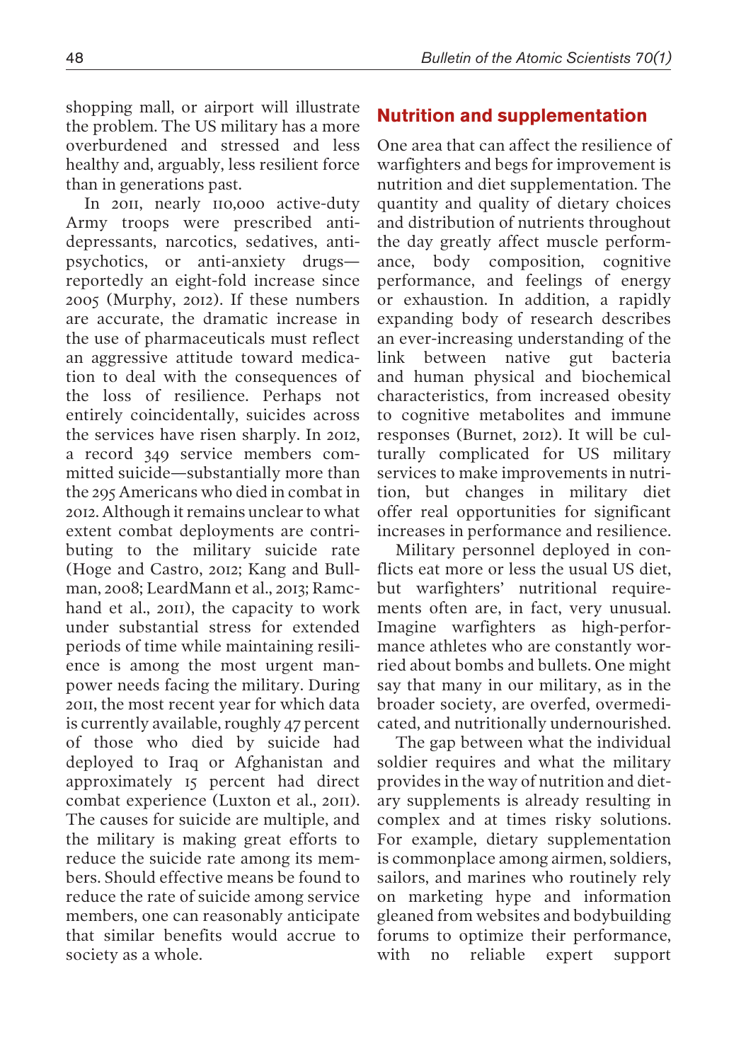shopping mall, or airport will illustrate the problem. The US military has a more overburdened and stressed and less healthy and, arguably, less resilient force than in generations past.

In 2011, nearly 110,000 active-duty Army troops were prescribed antidepressants, narcotics, sedatives, antipsychotics, or anti-anxiety drugs—reportedly an eight-fold increase since 2005 (Murphy, 2012). If these numbers are accurate, the dramatic increase in the use of pharmaceuticals must reflect an aggressive attitude toward medication to deal with the consequences of the loss of resilience. Perhaps not entirely coincidentally, suicides across the services have risen sharply. In 2012, a record 349 service members committed suicide—substantially more than the 295 Americans who died in combat in 2012. Although it remains unclear to what extent combat deployments are contributing to the military suicide rate (Hoge and Castro, 2012; Kang and Bullman, 2008; LeardMann et al., 2013; Ramchand et al., 2011), the capacity to work under substantial stress for extended periods of time while maintaining resilience is among the most urgent manpower needs facing the military. During 2011, the most recent year for which data is currently available, roughly 47 percent of those who died by suicide had deployed to Iraq or Afghanistan and approximately 15 percent had direct combat experience (Luxton et al., 2011). The causes for suicide are multiple, and the military is making great efforts to reduce the suicide rate among its members. Should effective means be found to reduce the rate of suicide among service members, one can reasonably anticipate that similar benefits would accrue to society as a whole.

## Nutrition and supplementation

One area that can affect the resilience of warfighters and begs for improvement is nutrition and diet supplementation. The quantity and quality of dietary choices and distribution of nutrients throughout the day greatly affect muscle performance, body composition, cognitive performance, and feelings of energy or exhaustion. In addition, a rapidly expanding body of research describes an ever-increasing understanding of the link between native gut bacteria and human physical and biochemical characteristics, from increased obesity to cognitive metabolites and immune responses (Burnet, 2012). It will be culturally complicated for US military services to make improvements in nutrition, but changes in military diet offer real opportunities for significant increases in performance and resilience.

Military personnel deployed in conflicts eat more or less the usual US diet, but warfighters' nutritional requirements often are, in fact, very unusual. Imagine warfighters as high-performance athletes who are constantly worried about bombs and bullets. One might say that many in our military, as in the broader society, are overfed, overmedicated, and nutritionally undernourished.

The gap between what the individual soldier requires and what the military provides in the way of nutrition and dietary supplements is already resulting in complex and at times risky solutions. For example, dietary supplementation is commonplace among airmen, soldiers, sailors, and marines who routinely rely on marketing hype and information gleaned from websites and bodybuilding forums to optimize their performance, with no reliable expert support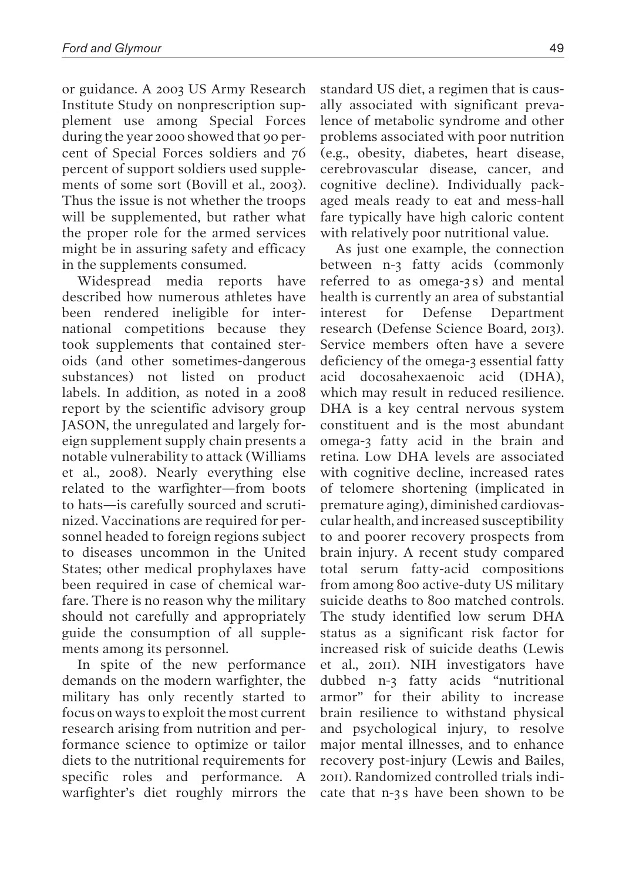or guidance. A 2003 US Army Research Institute Study on nonprescription supplement use among Special Forces during the year 2000 showed that 90 percent of Special Forces soldiers and 76 percent of support soldiers used supplements of some sort (Bovill et al., 2003). Thus the issue is not whether the troops will be supplemented, but rather what the proper role for the armed services might be in assuring safety and efficacy in the supplements consumed.

Widespread media reports have described how numerous athletes have been rendered ineligible for international competitions because they took supplements that contained steroids (and other sometimes-dangerous substances) not listed on product labels. In addition, as noted in a 2008 report by the scientific advisory group JASON, the unregulated and largely foreign supplement supply chain presents a notable vulnerability to attack (Williams et al., 2008). Nearly everything else related to the warfighter—from boots to hats—is carefully sourced and scrutinized. Vaccinations are required for personnel headed to foreign regions subject to diseases uncommon in the United States; other medical prophylaxes have been required in case of chemical warfare. There is no reason why the military should not carefully and appropriately guide the consumption of all supplements among its personnel.

In spite of the new performance demands on the modern warfighter, the military has only recently started to focus on ways to exploit the most current research arising from nutrition and performance science to optimize or tailor diets to the nutritional requirements for specific roles and performance. A warfighter's diet roughly mirrors the standard US diet, a regimen that is causally associated with significant prevalence of metabolic syndrome and other problems associated with poor nutrition (e.g., obesity, diabetes, heart disease, cerebrovascular disease, cancer, and cognitive decline). Individually packaged meals ready to eat and mess-hall fare typically have high caloric content with relatively poor nutritional value.

As just one example, the connection between n-3 fatty acids (commonly referred to as omega-3s) and mental health is currently an area of substantial interest for Defense Department research (Defense Science Board, 2013). Service members often have a severe deficiency of the omega-3 essential fatty acid docosahexaenoic acid (DHA), which may result in reduced resilience. DHA is a key central nervous system constituent and is the most abundant omega-3 fatty acid in the brain and retina. Low DHA levels are associated with cognitive decline, increased rates of telomere shortening (implicated in premature aging), diminished cardiovascular health, and increased susceptibility to and poorer recovery prospects from brain injury. A recent study compared total serum fatty-acid compositions from among 800 active-duty US military suicide deaths to 800 matched controls. The study identified low serum DHA status as a significant risk factor for increased risk of suicide deaths (Lewis et al., 2011). NIH investigators have dubbed n-3 fatty acids "nutritional armor" for their ability to increase brain resilience to withstand physical and psychological injury, to resolve major mental illnesses, and to enhance recovery post-injury (Lewis and Bailes, 2011). Randomized controlled trials indicate that n-3s have been shown to be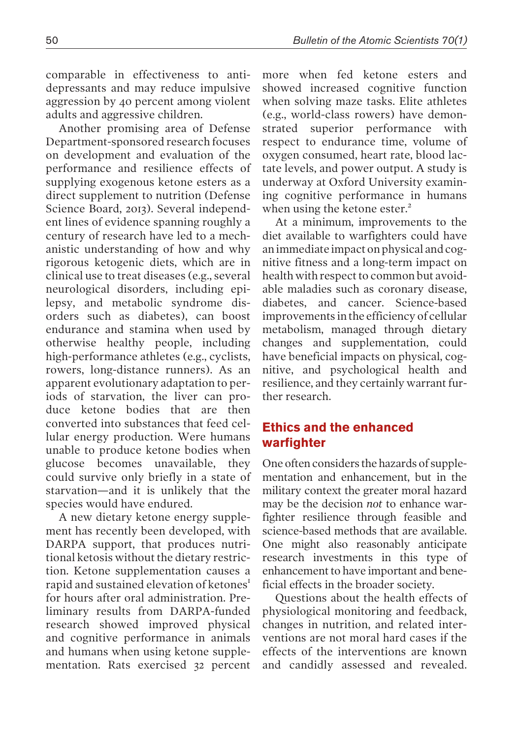comparable in effectiveness to antidepressants and may reduce impulsive aggression by 40 percent among violent adults and aggressive children.

Another promising area of Defense Department-sponsored research focuses on development and evaluation of the performance and resilience effects of supplying exogenous ketone esters as a direct supplement to nutrition (Defense Science Board, 2013). Several independent lines of evidence spanning roughly a century of research have led to a mechanistic understanding of how and why rigorous ketogenic diets, which are in clinical use to treat diseases (e.g., several neurological disorders, including epilepsy, and metabolic syndrome disorders such as diabetes), can boost endurance and stamina when used by otherwise healthy people, including high-performance athletes (e.g., cyclists, rowers, long-distance runners). As an apparent evolutionary adaptation to periods of starvation, the liver can produce ketone bodies that are then converted into substances that feed cellular energy production. Were humans unable to produce ketone bodies when glucose becomes unavailable, they could survive only briefly in a state of starvation—and it is unlikely that the species would have endured.

A new dietary ketone energy supplement has recently been developed, with DARPA support, that produces nutritional ketosis without the dietary restriction. Ketone supplementation causes a rapid and sustained elevation of ketones[1] for hours after oral administration. Preliminary results from DARPA-funded research showed improved physical and cognitive performance in animals and humans when using ketone supplementation. Rats exercised 32 percent more when fed ketone esters and showed increased cognitive function when solving maze tasks. Elite athletes (e.g., world-class rowers) have demonstrated superior performance with respect to endurance time, volume of oxygen consumed, heart rate, blood lactate levels, and power output. A study is underway at Oxford University examining cognitive performance in humans when using the ketone ester.[2]

At a minimum, improvements to the diet available to warfighters could have an immediate impact on physical and cognitive fitness and a long-term impact on health with respect to common but avoidable maladies such as coronary disease, diabetes, and cancer. Science-based improvements in the efficiency of cellular metabolism, managed through dietary changes and supplementation, could have beneficial impacts on physical, cognitive, and psychological health and resilience, and they certainly warrant further research.

## Ethics and the enhanced warfighter

One often considers the hazards of supplementation and enhancement, but in the military context the greater moral hazard may be the decision *not* to enhance warfighter resilience through feasible and science-based methods that are available. One might also reasonably anticipate research investments in this type of enhancement to have important and beneficial effects in the broader society.

Questions about the health effects of physiological monitoring and feedback, changes in nutrition, and related interventions are not moral hard cases if the effects of the interventions are known and candidly assessed and revealed.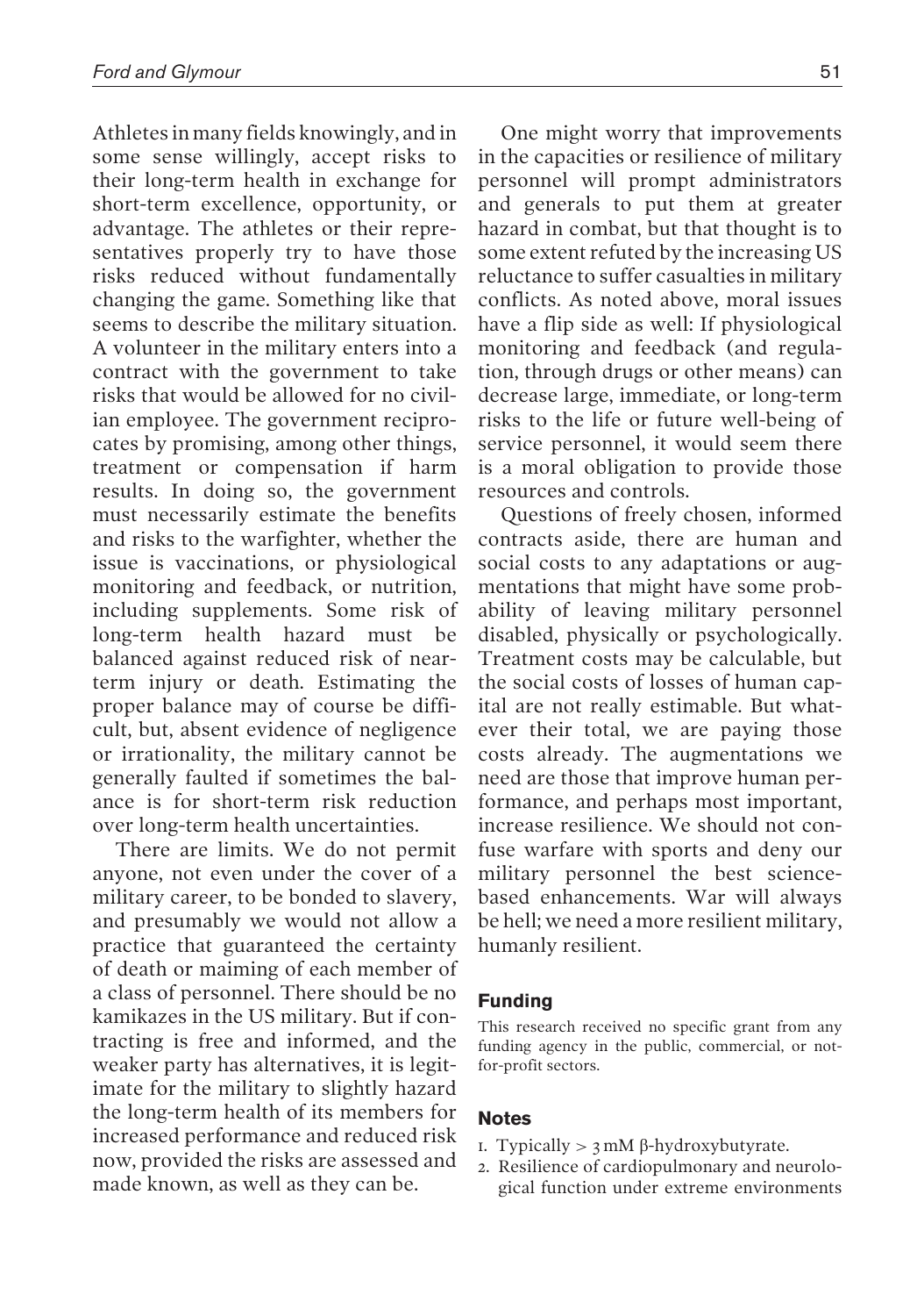Athletes in many fields knowingly, and in some sense willingly, accept risks to their long-term health in exchange for short-term excellence, opportunity, or advantage. The athletes or their representatives properly try to have those risks reduced without fundamentally changing the game. Something like that seems to describe the military situation. A volunteer in the military enters into a contract with the government to take risks that would be allowed for no civilian employee. The government reciprocates by promising, among other things, treatment or compensation if harm results. In doing so, the government must necessarily estimate the benefits and risks to the warfighter, whether the issue is vaccinations, or physiological monitoring and feedback, or nutrition, including supplements. Some risk of long-term health hazard must be balanced against reduced risk of near-term injury or death. Estimating the proper balance may of course be difficult, but, absent evidence of negligence or irrationality, the military cannot be generally faulted if sometimes the balance is for short-term risk reduction over long-term health uncertainties.

There are limits. We do not permit anyone, not even under the cover of a military career, to be bonded to slavery, and presumably we would not allow a practice that guaranteed the certainty of death or maiming of each member of a class of personnel. There should be no kamikazes in the US military. But if contracting is free and informed, and the weaker party has alternatives, it is legitimate for the military to slightly hazard the long-term health of its members for increased performance and reduced risk now, provided the risks are assessed and made known, as well as they can be.

One might worry that improvements in the capacities or resilience of military personnel will prompt administrators and generals to put them at greater hazard in combat, but that thought is to some extent refuted by the increasing US reluctance to suffer casualties in military conflicts. As noted above, moral issues have a flip side as well: If physiological monitoring and feedback (and regulation, through drugs or other means) can decrease large, immediate, or long-term risks to the life or future well-being of service personnel, it would seem there is a moral obligation to provide those resources and controls.

Questions of freely chosen, informed contracts aside, there are human and social costs to any adaptations or augmentations that might have some probability of leaving military personnel disabled, physically or psychologically. Treatment costs may be calculable, but the social costs of losses of human capital are not really estimable. But whatever their total, we are paying those costs already. The augmentations we need are those that improve human performance, and perhaps most important, increase resilience. We should not confuse warfare with sports and deny our military personnel the best science-based enhancements. War will always be hell; we need a more resilient military, humanly resilient.

## Funding

This research received no specific grant from any funding agency in the public, commercial, or not-for-profit sectors.

## Notes

1. Typically > 3 mM β-hydroxybutyrate.
2. Resilience of cardiopulmonary and neurological function under extreme environments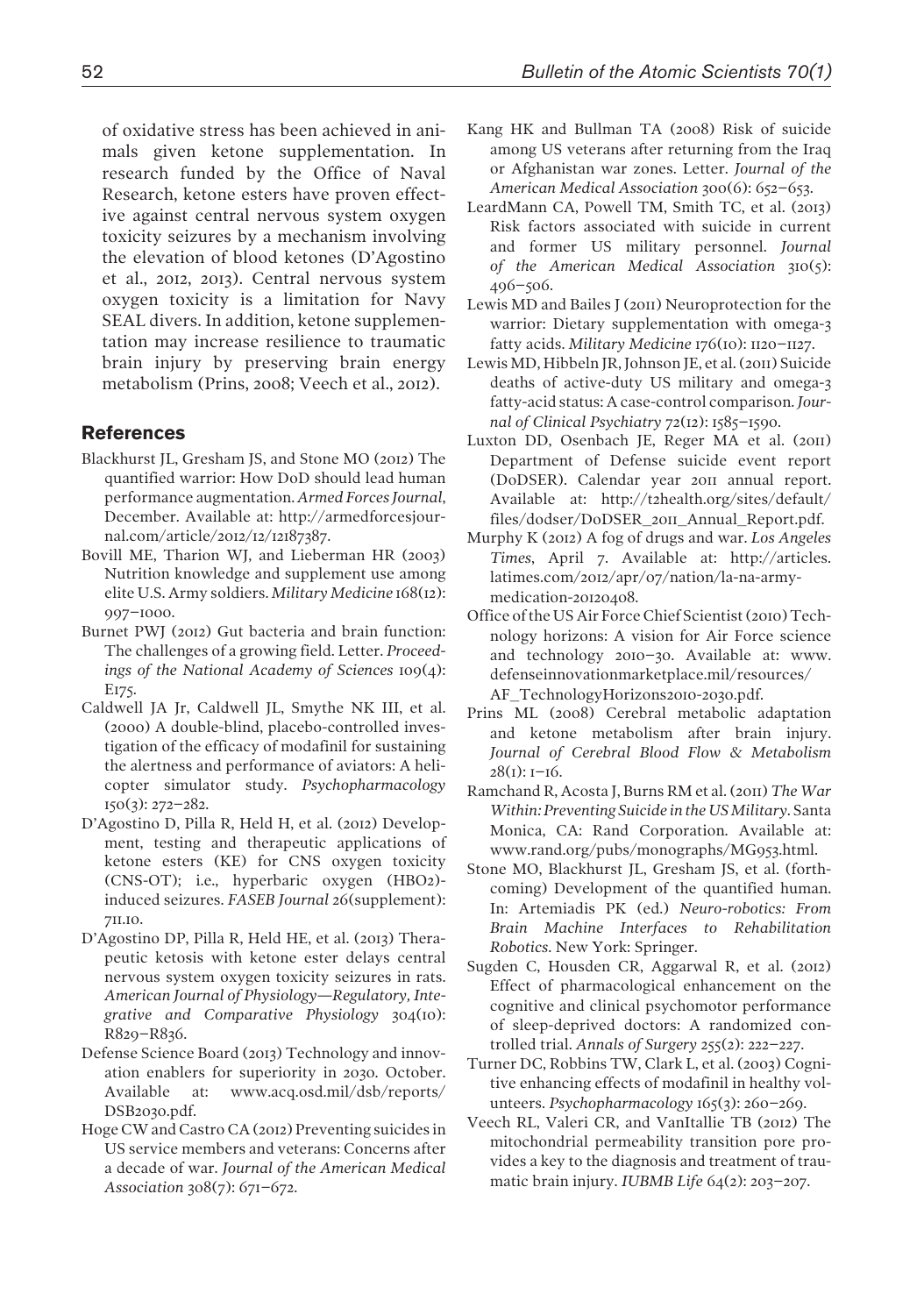of oxidative stress has been achieved in animals given ketone supplementation. In research funded by the Office of Naval Research, ketone esters have proven effective against central nervous system oxygen toxicity seizures by a mechanism involving the elevation of blood ketones (D'Agostino et al., 2012, 2013). Central nervous system oxygen toxicity is a limitation for Navy SEAL divers. In addition, ketone supplementation may increase resilience to traumatic brain injury by preserving brain energy metabolism (Prins, 2008; Veech et al., 2012).

## References

Blackhurst JL, Gresham JS, and Stone MO (2012) The quantified warrior: How DoD should lead human performance augmentation. *Armed Forces Journal*, December. Available at: http://armedforcesjournal.com/article/2012/12/12187387.

Bovill ME, Tharion WJ, and Lieberman HR (2003) Nutrition knowledge and supplement use among elite U.S. Army soldiers. *Military Medicine* 168(12): 997–1000.

Burnet PWJ (2012) Gut bacteria and brain function: The challenges of a growing field. Letter. *Proceedings of the National Academy of Sciences* 109(4): E175.

Caldwell JA Jr, Caldwell JL, Smythe NK III, et al. (2000) A double-blind, placebo-controlled investigation of the efficacy of modafinil for sustaining the alertness and performance of aviators: A helicopter simulator study. *Psychopharmacology* 150(3): 272–282.

D'Agostino D, Pilla R, Held H, et al. (2012) Development, testing and therapeutic applications of ketone esters (KE) for CNS oxygen toxicity (CNS-OT); i.e., hyperbaric oxygen (HBO2)-induced seizures. *FASEB Journal* 26(supplement): 711.10.

D'Agostino DP, Pilla R, Held HE, et al. (2013) Therapeutic ketosis with ketone ester delays central nervous system oxygen toxicity seizures in rats. *American Journal of Physiology—Regulatory, Integrative and Comparative Physiology* 304(10): R829–R836.

Defense Science Board (2013) Technology and innovation enablers for superiority in 2030. October. Available at: www.acq.osd.mil/dsb/reports/DSB2030.pdf.

Hoge CW and Castro CA (2012) Preventing suicides in US service members and veterans: Concerns after a decade of war. *Journal of the American Medical Association* 308(7): 671–672.

Kang HK and Bullman TA (2008) Risk of suicide among US veterans after returning from the Iraq or Afghanistan war zones. Letter. *Journal of the American Medical Association* 300(6): 652–653.

LeardMann CA, Powell TM, Smith TC, et al. (2013) Risk factors associated with suicide in current and former US military personnel. *Journal of the American Medical Association* 310(5): 496–506.

Lewis MD and Bailes J (2011) Neuroprotection for the warrior: Dietary supplementation with omega-3 fatty acids. *Military Medicine* 176(10): 1120–1127.

Lewis MD, Hibbeln JR, Johnson JE, et al. (2011) Suicide deaths of active-duty US military and omega-3 fatty-acid status: A case-control comparison. *Journal of Clinical Psychiatry* 72(12): 1585–1590.

Luxton DD, Osenbach JE, Reger MA et al. (2011) Department of Defense suicide event report (DoDSER). Calendar year 2011 annual report. Available at: http://t2health.org/sites/default/files/dodser/DoDSER_2011_Annual_Report.pdf.

Murphy K (2012) A fog of drugs and war. *Los Angeles Times*, April 7. Available at: http://articles.latimes.com/2012/apr/07/nation/la-na-army-medication-20120408.

Office of the US Air Force Chief Scientist (2010) Technology horizons: A vision for Air Force science and technology 2010–30. Available at: www.defenseinnovationmarketplace.mil/resources/AF_TechnologyHorizons2010-2030.pdf.

Prins ML (2008) Cerebral metabolic adaptation and ketone metabolism after brain injury. *Journal of Cerebral Blood Flow & Metabolism* 28(1): 1–16.

Ramchand R, Acosta J, Burns RM et al. (2011) *The War Within: Preventing Suicide in the US Military*. Santa Monica, CA: Rand Corporation. Available at: www.rand.org/pubs/monographs/MG953.html.

Stone MO, Blackhurst JL, Gresham JS, et al. (forthcoming) Development of the quantified human. In: Artemiadis PK (ed.) *Neuro-robotics: From Brain Machine Interfaces to Rehabilitation Robotics*. New York: Springer.

Sugden C, Housden CR, Aggarwal R, et al. (2012) Effect of pharmacological enhancement on the cognitive and clinical psychomotor performance of sleep-deprived doctors: A randomized controlled trial. *Annals of Surgery* 255(2): 222–227.

Turner DC, Robbins TW, Clark L, et al. (2003) Cognitive enhancing effects of modafinil in healthy volunteers. *Psychopharmacology* 165(3): 260–269.

Veech RL, Valeri CR, and VanItallie TB (2012) The mitochondrial permeability transition pore provides a key to the diagnosis and treatment of traumatic brain injury. *IUBMB Life* 64(2): 203–207.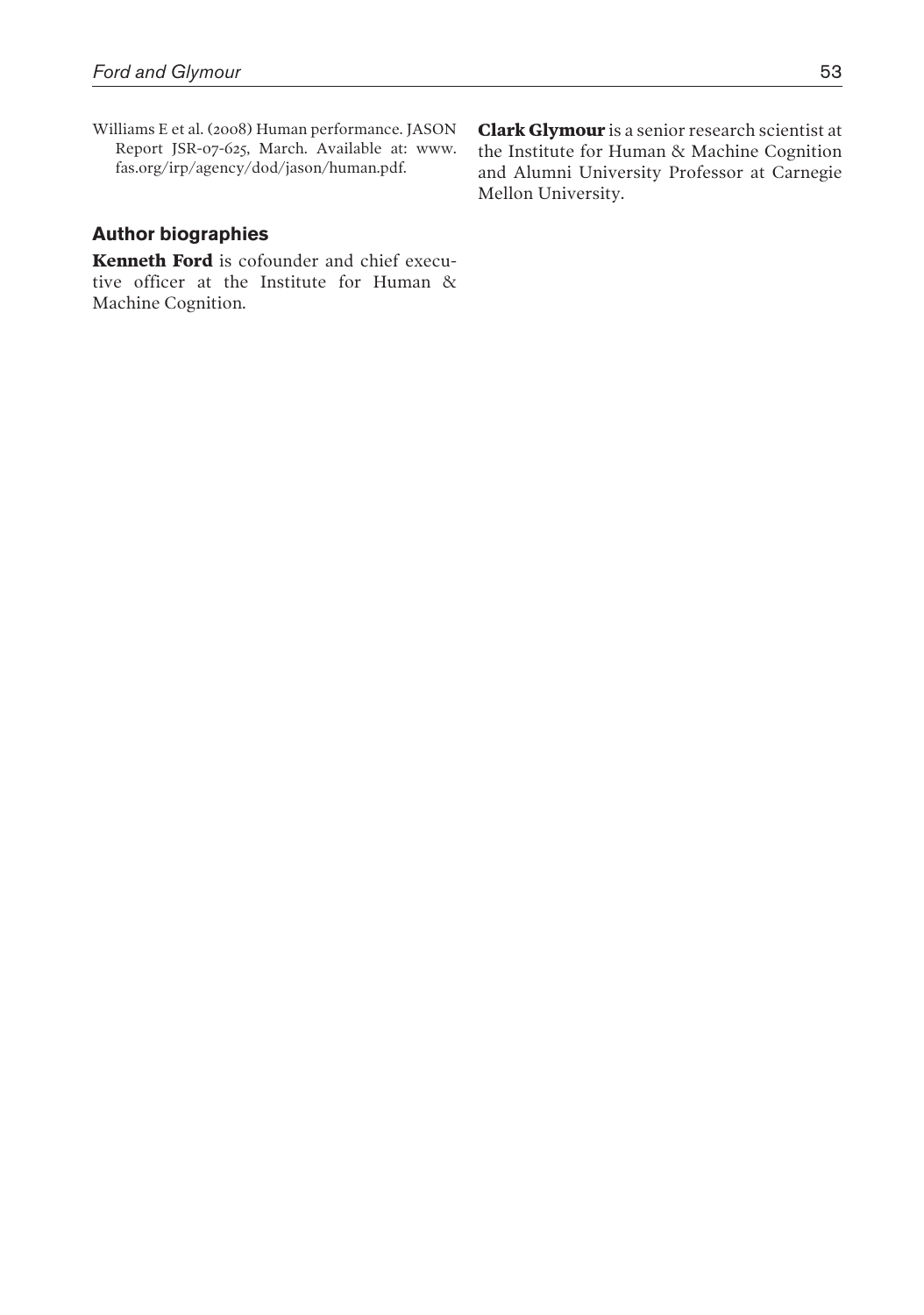Williams E et al. (2008) Human performance. JASON Report JSR-07-625, March. Available at: www.fas.org/irp/agency/dod/jason/human.pdf.

## Author biographies

**Kenneth Ford** is cofounder and chief executive officer at the Institute for Human & Machine Cognition.

**Clark Glymour** is a senior research scientist at the Institute for Human & Machine Cognition and Alumni University Professor at Carnegie Mellon University.